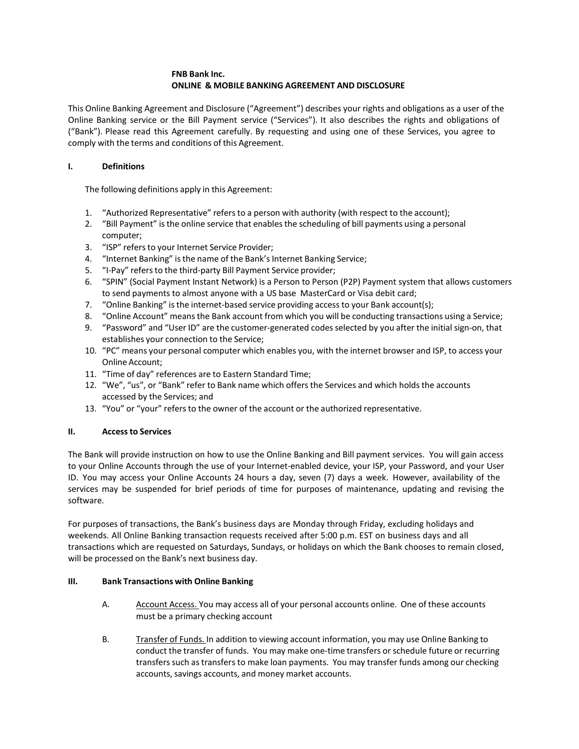**FNB Bank Inc.**
**ONLINE & MOBILE BANKING AGREEMENT AND DISCLOSURE**

This Online Banking Agreement and Disclosure ("Agreement") describes your rights and obligations as a user of the Online Banking service or the Bill Payment service ("Services"). It also describes the rights and obligations of ("Bank"). Please read this Agreement carefully. By requesting and using one of these Services, you agree to comply with the terms and conditions of this Agreement.

## I. Definitions

The following definitions apply in this Agreement:

1. "Authorized Representative" refers to a person with authority (with respect to the account);
2. "Bill Payment" is the online service that enables the scheduling of bill payments using a personal computer;
3. "ISP" refers to your Internet Service Provider;
4. "Internet Banking" is the name of the Bank's Internet Banking Service;
5. "I-Pay" refers to the third-party Bill Payment Service provider;
6. "SPIN" (Social Payment Instant Network) is a Person to Person (P2P) Payment system that allows customers to send payments to almost anyone with a US base MasterCard or Visa debit card;
7. "Online Banking" is the internet-based service providing access to your Bank account(s);
8. "Online Account" means the Bank account from which you will be conducting transactions using a Service;
9. "Password" and "User ID" are the customer-generated codes selected by you after the initial sign-on, that establishes your connection to the Service;
10. "PC" means your personal computer which enables you, with the internet browser and ISP, to access your Online Account;
11. "Time of day" references are to Eastern Standard Time;
12. "We", "us", or "Bank" refer to Bank name which offers the Services and which holds the accounts accessed by the Services; and
13. "You" or "your" refers to the owner of the account or the authorized representative.

## II. Access to Services

The Bank will provide instruction on how to use the Online Banking and Bill payment services. You will gain access to your Online Accounts through the use of your Internet-enabled device, your ISP, your Password, and your User ID. You may access your Online Accounts 24 hours a day, seven (7) days a week. However, availability of the services may be suspended for brief periods of time for purposes of maintenance, updating and revising the software.

For purposes of transactions, the Bank's business days are Monday through Friday, excluding holidays and weekends. All Online Banking transaction requests received after 5:00 p.m. EST on business days and all transactions which are requested on Saturdays, Sundays, or holidays on which the Bank chooses to remain closed, will be processed on the Bank's next business day.

## III. Bank Transactions with Online Banking

A. Account Access. You may access all of your personal accounts online. One of these accounts must be a primary checking account

B. Transfer of Funds. In addition to viewing account information, you may use Online Banking to conduct the transfer of funds. You may make one-time transfers or schedule future or recurring transfers such as transfers to make loan payments. You may transfer funds among our checking accounts, savings accounts, and money market accounts.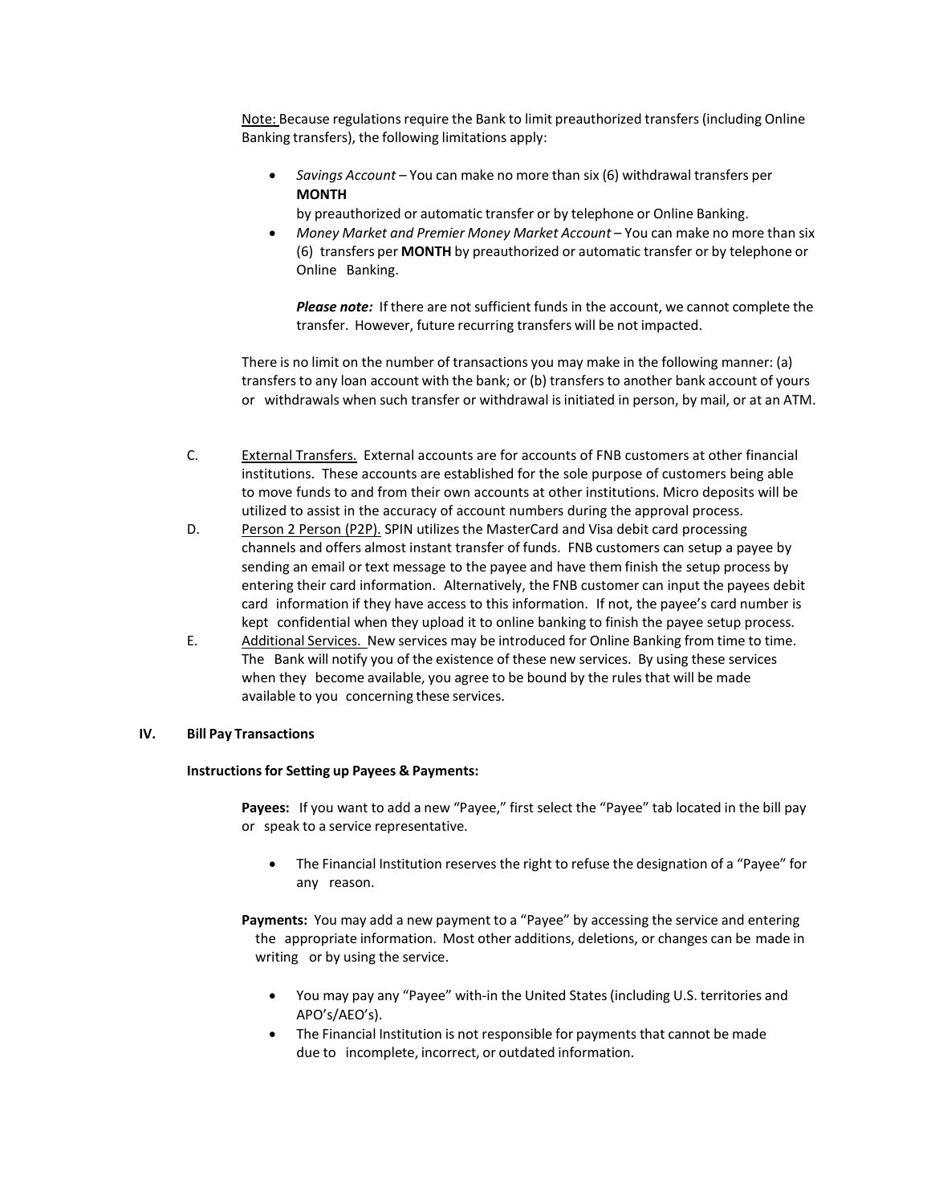Note: Because regulations require the Bank to limit preauthorized transfers (including Online Banking transfers), the following limitations apply:

- *Savings Account* – You can make no more than six (6) withdrawal transfers per **MONTH** by preauthorized or automatic transfer or by telephone or Online Banking.
- *Money Market and Premier Money Market Account* – You can make no more than six (6) transfers per **MONTH** by preauthorized or automatic transfer or by telephone or Online Banking.

  ***Please note:*** If there are not sufficient funds in the account, we cannot complete the transfer. However, future recurring transfers will be not impacted.

There is no limit on the number of transactions you may make in the following manner: (a) transfers to any loan account with the bank; or (b) transfers to another bank account of yours or withdrawals when such transfer or withdrawal is initiated in person, by mail, or at an ATM.

C. External Transfers. External accounts are for accounts of FNB customers at other financial institutions. These accounts are established for the sole purpose of customers being able to move funds to and from their own accounts at other institutions. Micro deposits will be utilized to assist in the accuracy of account numbers during the approval process.

D. Person 2 Person (P2P). SPIN utilizes the MasterCard and Visa debit card processing channels and offers almost instant transfer of funds. FNB customers can setup a payee by sending an email or text message to the payee and have them finish the setup process by entering their card information. Alternatively, the FNB customer can input the payees debit card information if they have access to this information. If not, the payee's card number is kept confidential when they upload it to online banking to finish the payee setup process.

E. Additional Services. New services may be introduced for Online Banking from time to time. The Bank will notify you of the existence of these new services. By using these services when they become available, you agree to be bound by the rules that will be made available to you concerning these services.

## IV. Bill Pay Transactions

**Instructions for Setting up Payees & Payments:**

**Payees:** If you want to add a new "Payee," first select the "Payee" tab located in the bill pay or speak to a service representative.

- The Financial Institution reserves the right to refuse the designation of a "Payee" for any reason.

**Payments:** You may add a new payment to a "Payee" by accessing the service and entering the appropriate information. Most other additions, deletions, or changes can be made in writing or by using the service.

- You may pay any "Payee" with-in the United States (including U.S. territories and APO's/AEO's).
- The Financial Institution is not responsible for payments that cannot be made due to incomplete, incorrect, or outdated information.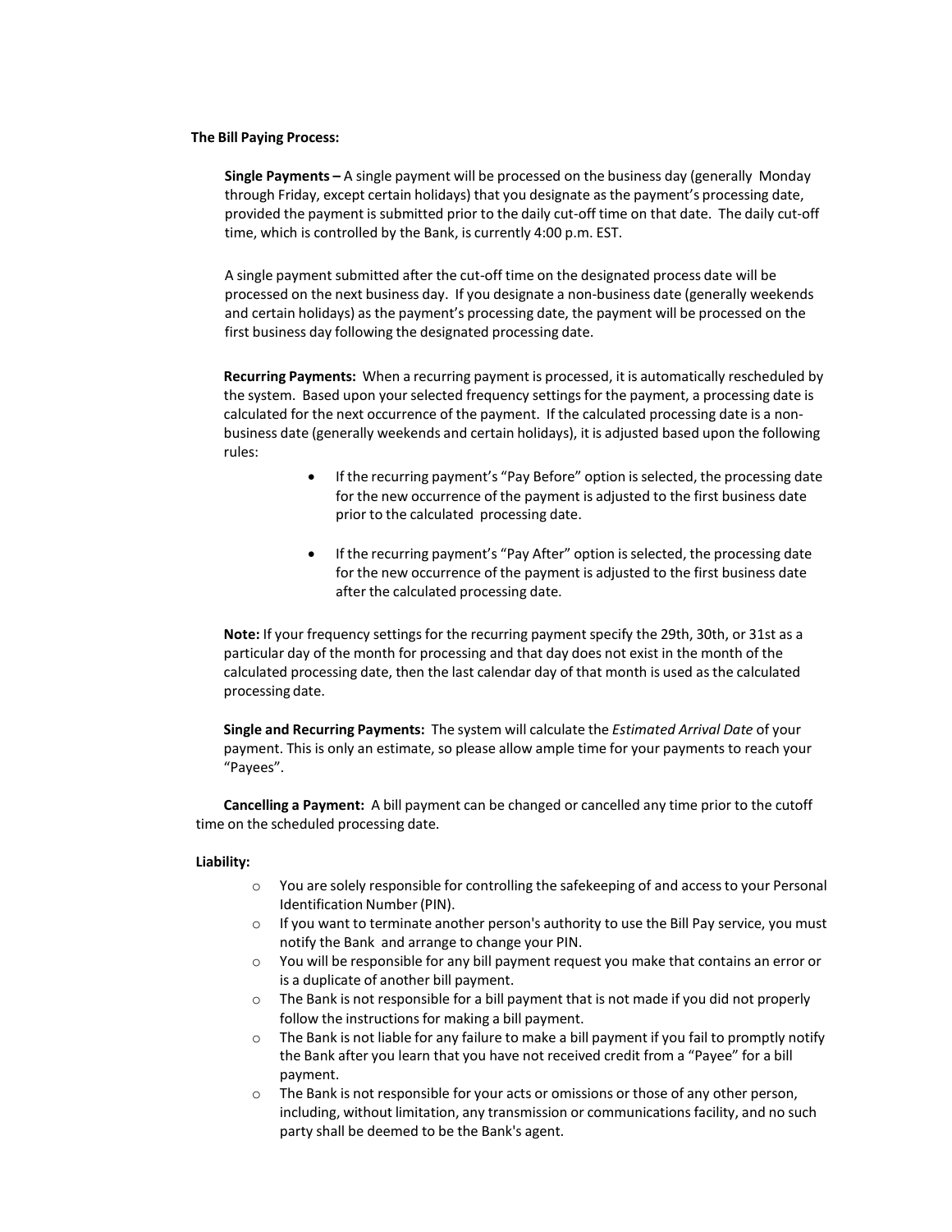**The Bill Paying Process:**

**Single Payments –** A single payment will be processed on the business day (generally Monday through Friday, except certain holidays) that you designate as the payment's processing date, provided the payment is submitted prior to the daily cut-off time on that date. The daily cut-off time, which is controlled by the Bank, is currently 4:00 p.m. EST.

A single payment submitted after the cut-off time on the designated process date will be processed on the next business day. If you designate a non-business date (generally weekends and certain holidays) as the payment's processing date, the payment will be processed on the first business day following the designated processing date.

**Recurring Payments:** When a recurring payment is processed, it is automatically rescheduled by the system. Based upon your selected frequency settings for the payment, a processing date is calculated for the next occurrence of the payment. If the calculated processing date is a non-business date (generally weekends and certain holidays), it is adjusted based upon the following rules:

- If the recurring payment's "Pay Before" option is selected, the processing date for the new occurrence of the payment is adjusted to the first business date prior to the calculated processing date.
- If the recurring payment's "Pay After" option is selected, the processing date for the new occurrence of the payment is adjusted to the first business date after the calculated processing date.

**Note:** If your frequency settings for the recurring payment specify the 29th, 30th, or 31st as a particular day of the month for processing and that day does not exist in the month of the calculated processing date, then the last calendar day of that month is used as the calculated processing date.

**Single and Recurring Payments:** The system will calculate the *Estimated Arrival Date* of your payment. This is only an estimate, so please allow ample time for your payments to reach your "Payees".

**Cancelling a Payment:** A bill payment can be changed or cancelled any time prior to the cutoff time on the scheduled processing date.

**Liability:**

- You are solely responsible for controlling the safekeeping of and access to your Personal Identification Number (PIN).
- If you want to terminate another person's authority to use the Bill Pay service, you must notify the Bank and arrange to change your PIN.
- You will be responsible for any bill payment request you make that contains an error or is a duplicate of another bill payment.
- The Bank is not responsible for a bill payment that is not made if you did not properly follow the instructions for making a bill payment.
- The Bank is not liable for any failure to make a bill payment if you fail to promptly notify the Bank after you learn that you have not received credit from a "Payee" for a bill payment.
- The Bank is not responsible for your acts or omissions or those of any other person, including, without limitation, any transmission or communications facility, and no such party shall be deemed to be the Bank's agent.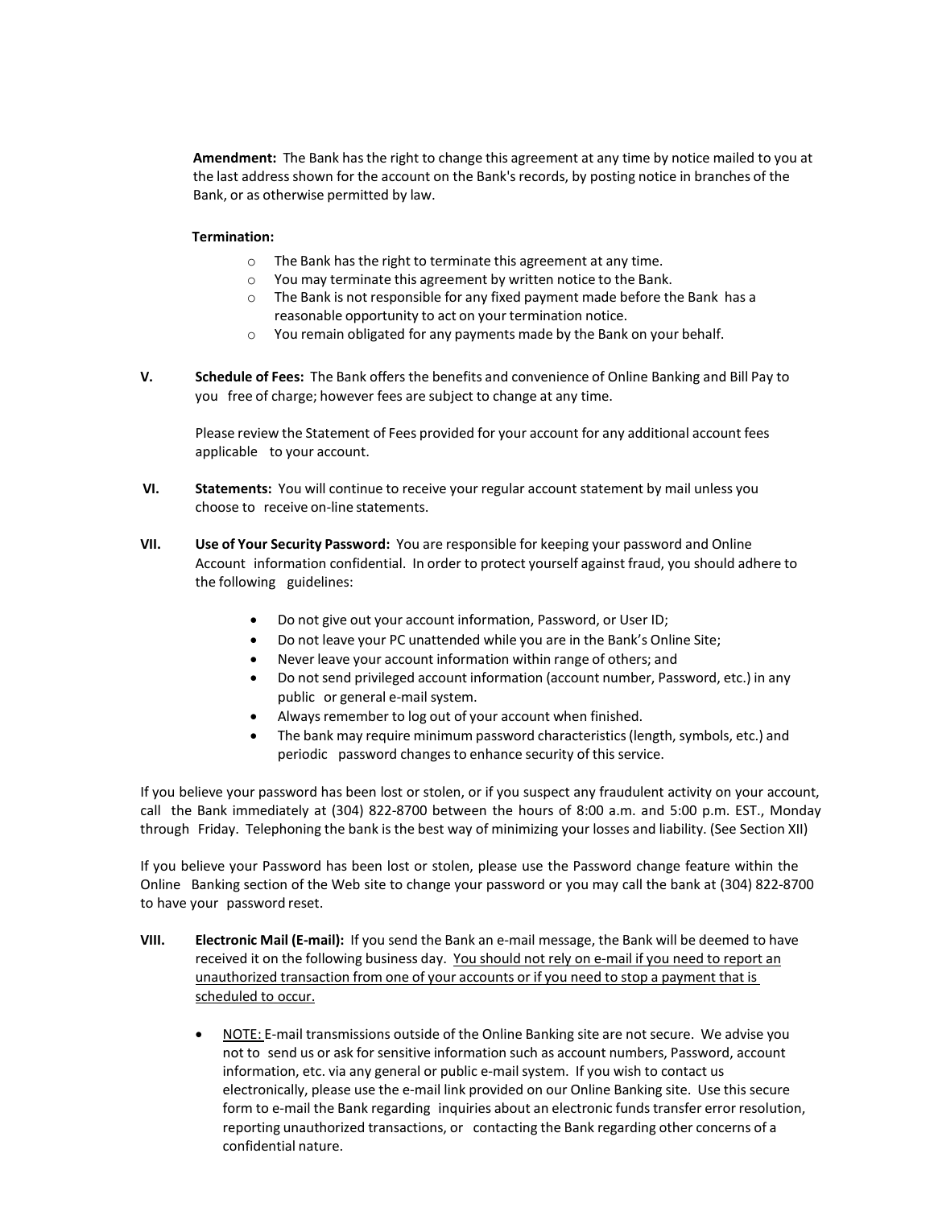**Amendment:** The Bank has the right to change this agreement at any time by notice mailed to you at the last address shown for the account on the Bank's records, by posting notice in branches of the Bank, or as otherwise permitted by law.

**Termination:**

- The Bank has the right to terminate this agreement at any time.
- You may terminate this agreement by written notice to the Bank.
- The Bank is not responsible for any fixed payment made before the Bank has a reasonable opportunity to act on your termination notice.
- You remain obligated for any payments made by the Bank on your behalf.

**V. Schedule of Fees:** The Bank offers the benefits and convenience of Online Banking and Bill Pay to you free of charge; however fees are subject to change at any time.

Please review the Statement of Fees provided for your account for any additional account fees applicable to your account.

**VI. Statements:** You will continue to receive your regular account statement by mail unless you choose to receive on-line statements.

**VII. Use of Your Security Password:** You are responsible for keeping your password and Online Account information confidential. In order to protect yourself against fraud, you should adhere to the following guidelines:

- Do not give out your account information, Password, or User ID;
- Do not leave your PC unattended while you are in the Bank's Online Site;
- Never leave your account information within range of others; and
- Do not send privileged account information (account number, Password, etc.) in any public or general e-mail system.
- Always remember to log out of your account when finished.
- The bank may require minimum password characteristics (length, symbols, etc.) and periodic password changes to enhance security of this service.

If you believe your password has been lost or stolen, or if you suspect any fraudulent activity on your account, call the Bank immediately at (304) 822-8700 between the hours of 8:00 a.m. and 5:00 p.m. EST., Monday through Friday. Telephoning the bank is the best way of minimizing your losses and liability. (See Section XII)

If you believe your Password has been lost or stolen, please use the Password change feature within the Online Banking section of the Web site to change your password or you may call the bank at (304) 822-8700 to have your password reset.

**VIII. Electronic Mail (E-mail):** If you send the Bank an e-mail message, the Bank will be deemed to have received it on the following business day. <u>You should not rely on e-mail if you need to report an unauthorized transaction from one of your accounts or if you need to stop a payment that is scheduled to occur.</u>

- <u>NOTE:</u> E-mail transmissions outside of the Online Banking site are not secure. We advise you not to send us or ask for sensitive information such as account numbers, Password, account information, etc. via any general or public e-mail system. If you wish to contact us electronically, please use the e-mail link provided on our Online Banking site. Use this secure form to e-mail the Bank regarding inquiries about an electronic funds transfer error resolution, reporting unauthorized transactions, or contacting the Bank regarding other concerns of a confidential nature.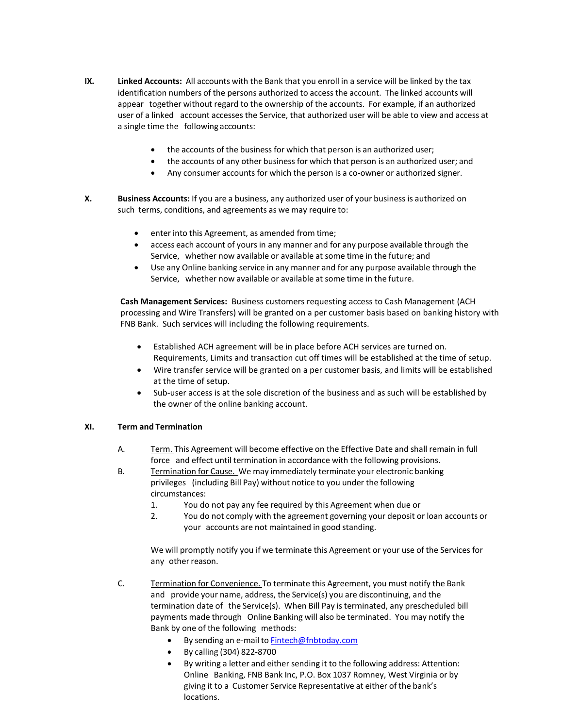**IX.** **Linked Accounts:** All accounts with the Bank that you enroll in a service will be linked by the tax identification numbers of the persons authorized to access the account. The linked accounts will appear together without regard to the ownership of the accounts. For example, if an authorized user of a linked account accesses the Service, that authorized user will be able to view and access at a single time the following accounts:

- the accounts of the business for which that person is an authorized user;
- the accounts of any other business for which that person is an authorized user; and
- Any consumer accounts for which the person is a co-owner or authorized signer.

**X.** **Business Accounts:** If you are a business, any authorized user of your business is authorized on such terms, conditions, and agreements as we may require to:

- enter into this Agreement, as amended from time;
- access each account of yours in any manner and for any purpose available through the Service, whether now available or available at some time in the future; and
- Use any Online banking service in any manner and for any purpose available through the Service, whether now available or available at some time in the future.

**Cash Management Services:** Business customers requesting access to Cash Management (ACH processing and Wire Transfers) will be granted on a per customer basis based on banking history with FNB Bank. Such services will including the following requirements.

- Established ACH agreement will be in place before ACH services are turned on. Requirements, Limits and transaction cut off times will be established at the time of setup.
- Wire transfer service will be granted on a per customer basis, and limits will be established at the time of setup.
- Sub-user access is at the sole discretion of the business and as such will be established by the owner of the online banking account.

**XI.** **Term and Termination**

A. Term. This Agreement will become effective on the Effective Date and shall remain in full force and effect until termination in accordance with the following provisions.

B. Termination for Cause. We may immediately terminate your electronic banking privileges (including Bill Pay) without notice to you under the following circumstances:

1. You do not pay any fee required by this Agreement when due or
2. You do not comply with the agreement governing your deposit or loan accounts or your accounts are not maintained in good standing.

We will promptly notify you if we terminate this Agreement or your use of the Services for any other reason.

C. Termination for Convenience. To terminate this Agreement, you must notify the Bank and provide your name, address, the Service(s) you are discontinuing, and the termination date of the Service(s). When Bill Pay is terminated, any prescheduled bill payments made through Online Banking will also be terminated. You may notify the Bank by one of the following methods:

- By sending an e-mail to Fintech@fnbtoday.com
- By calling (304) 822-8700
- By writing a letter and either sending it to the following address: Attention: Online Banking, FNB Bank Inc, P.O. Box 1037 Romney, West Virginia or by giving it to a Customer Service Representative at either of the bank's locations.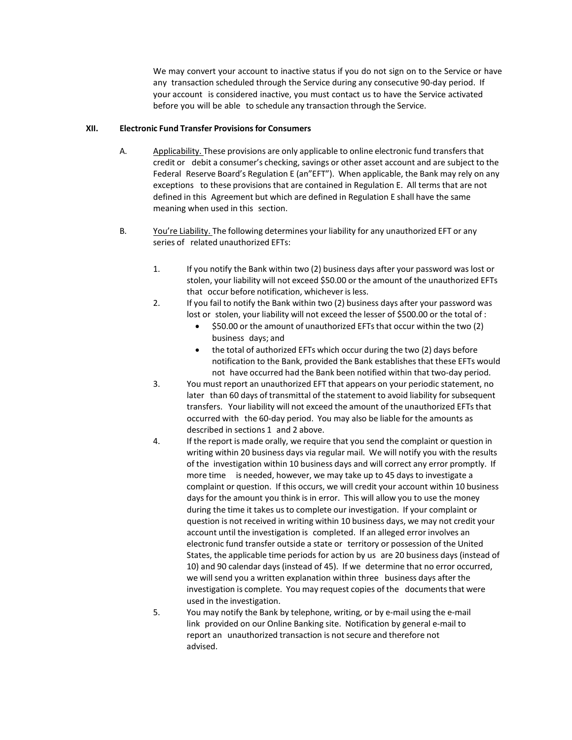We may convert your account to inactive status if you do not sign on to the Service or have any transaction scheduled through the Service during any consecutive 90-day period. If your account is considered inactive, you must contact us to have the Service activated before you will be able to schedule any transaction through the Service.

## XII. Electronic Fund Transfer Provisions for Consumers

A. Applicability. These provisions are only applicable to online electronic fund transfers that credit or debit a consumer's checking, savings or other asset account and are subject to the Federal Reserve Board's Regulation E (an"EFT"). When applicable, the Bank may rely on any exceptions to these provisions that are contained in Regulation E. All terms that are not defined in this Agreement but which are defined in Regulation E shall have the same meaning when used in this section.

B. You're Liability. The following determines your liability for any unauthorized EFT or any series of related unauthorized EFTs:

1. If you notify the Bank within two (2) business days after your password was lost or stolen, your liability will not exceed $50.00 or the amount of the unauthorized EFTs that occur before notification, whichever is less.
2. If you fail to notify the Bank within two (2) business days after your password was lost or stolen, your liability will not exceed the lesser of $500.00 or the total of :
   - $50.00 or the amount of unauthorized EFTs that occur within the two (2) business days; and
   - the total of authorized EFTs which occur during the two (2) days before notification to the Bank, provided the Bank establishes that these EFTs would not have occurred had the Bank been notified within that two-day period.
3. You must report an unauthorized EFT that appears on your periodic statement, no later than 60 days of transmittal of the statement to avoid liability for subsequent transfers. Your liability will not exceed the amount of the unauthorized EFTs that occurred with the 60-day period. You may also be liable for the amounts as described in sections 1 and 2 above.
4. If the report is made orally, we require that you send the complaint or question in writing within 20 business days via regular mail. We will notify you with the results of the investigation within 10 business days and will correct any error promptly. If more time is needed, however, we may take up to 45 days to investigate a complaint or question. If this occurs, we will credit your account within 10 business days for the amount you think is in error. This will allow you to use the money during the time it takes us to complete our investigation. If your complaint or question is not received in writing within 10 business days, we may not credit your account until the investigation is completed. If an alleged error involves an electronic fund transfer outside a state or territory or possession of the United States, the applicable time periods for action by us are 20 business days (instead of 10) and 90 calendar days (instead of 45). If we determine that no error occurred, we will send you a written explanation within three business days after the investigation is complete. You may request copies of the documents that were used in the investigation.
5. You may notify the Bank by telephone, writing, or by e-mail using the e-mail link provided on our Online Banking site. Notification by general e-mail to report an unauthorized transaction is not secure and therefore not advised.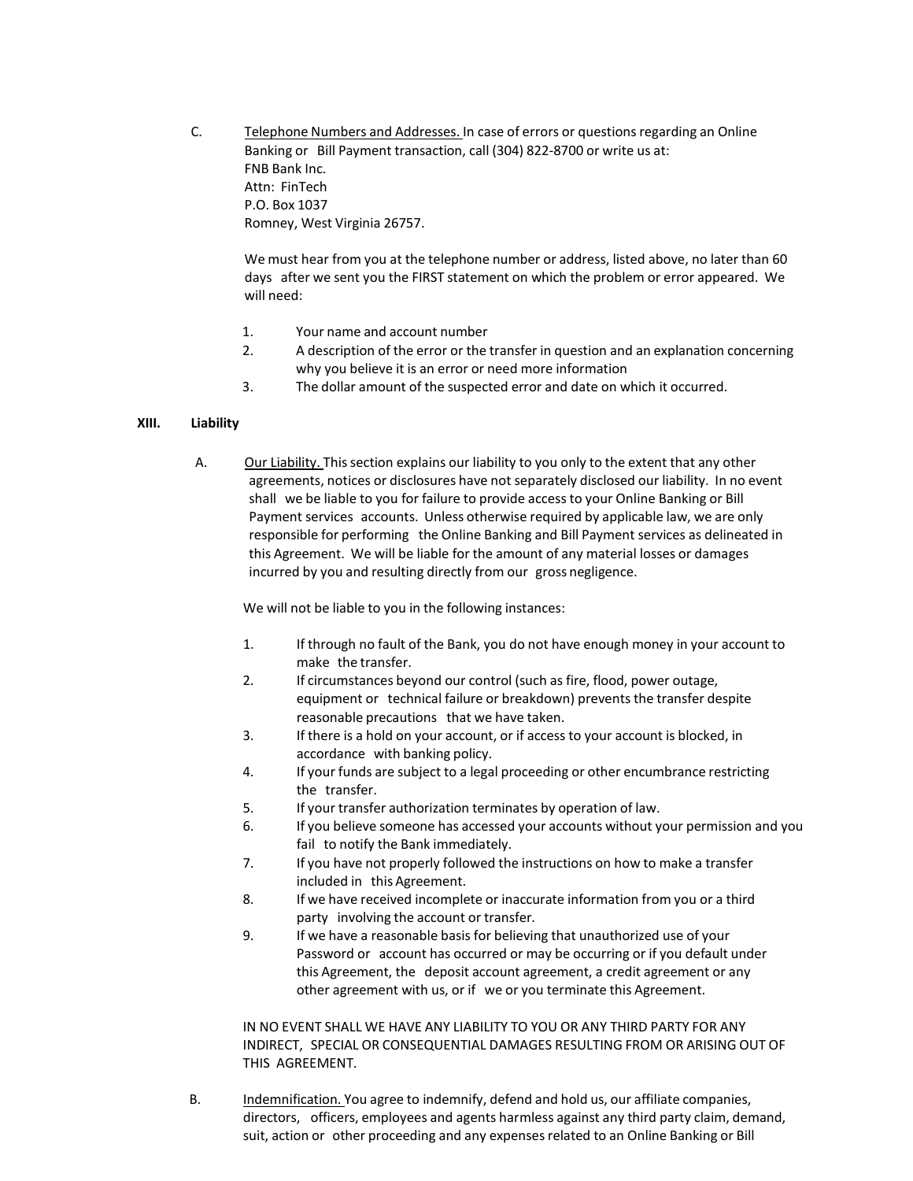C. Telephone Numbers and Addresses. In case of errors or questions regarding an Online Banking or Bill Payment transaction, call (304) 822-8700 or write us at:
FNB Bank Inc.
Attn: FinTech
P.O. Box 1037
Romney, West Virginia 26757.

We must hear from you at the telephone number or address, listed above, no later than 60 days after we sent you the FIRST statement on which the problem or error appeared. We will need:

1. Your name and account number
2. A description of the error or the transfer in question and an explanation concerning why you believe it is an error or need more information
3. The dollar amount of the suspected error and date on which it occurred.

## XIII. Liability

A. Our Liability. This section explains our liability to you only to the extent that any other agreements, notices or disclosures have not separately disclosed our liability. In no event shall we be liable to you for failure to provide access to your Online Banking or Bill Payment services accounts. Unless otherwise required by applicable law, we are only responsible for performing the Online Banking and Bill Payment services as delineated in this Agreement. We will be liable for the amount of any material losses or damages incurred by you and resulting directly from our gross negligence.

We will not be liable to you in the following instances:

1. If through no fault of the Bank, you do not have enough money in your account to make the transfer.
2. If circumstances beyond our control (such as fire, flood, power outage, equipment or technical failure or breakdown) prevents the transfer despite reasonable precautions that we have taken.
3. If there is a hold on your account, or if access to your account is blocked, in accordance with banking policy.
4. If your funds are subject to a legal proceeding or other encumbrance restricting the transfer.
5. If your transfer authorization terminates by operation of law.
6. If you believe someone has accessed your accounts without your permission and you fail to notify the Bank immediately.
7. If you have not properly followed the instructions on how to make a transfer included in this Agreement.
8. If we have received incomplete or inaccurate information from you or a third party involving the account or transfer.
9. If we have a reasonable basis for believing that unauthorized use of your Password or account has occurred or may be occurring or if you default under this Agreement, the deposit account agreement, a credit agreement or any other agreement with us, or if we or you terminate this Agreement.

IN NO EVENT SHALL WE HAVE ANY LIABILITY TO YOU OR ANY THIRD PARTY FOR ANY INDIRECT, SPECIAL OR CONSEQUENTIAL DAMAGES RESULTING FROM OR ARISING OUT OF THIS AGREEMENT.

B. Indemnification. You agree to indemnify, defend and hold us, our affiliate companies, directors, officers, employees and agents harmless against any third party claim, demand, suit, action or other proceeding and any expenses related to an Online Banking or Bill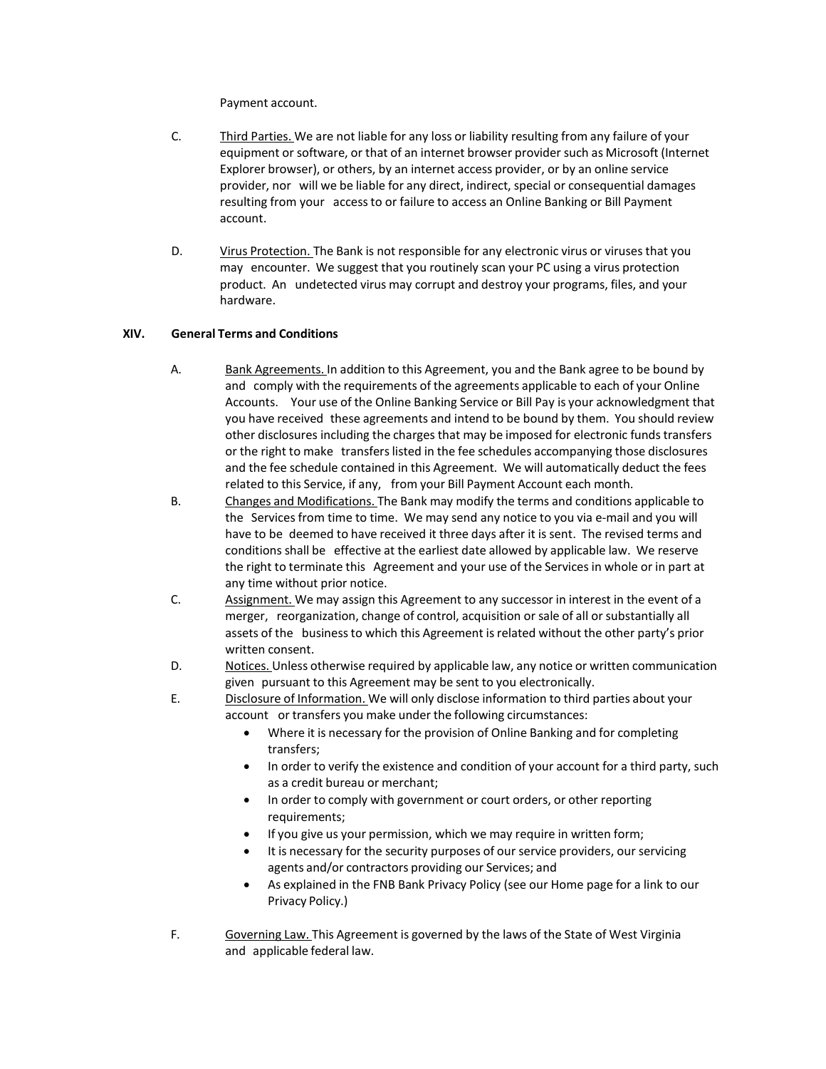Payment account.

C. Third Parties. We are not liable for any loss or liability resulting from any failure of your equipment or software, or that of an internet browser provider such as Microsoft (Internet Explorer browser), or others, by an internet access provider, or by an online service provider, nor will we be liable for any direct, indirect, special or consequential damages resulting from your access to or failure to access an Online Banking or Bill Payment account.

D. Virus Protection. The Bank is not responsible for any electronic virus or viruses that you may encounter. We suggest that you routinely scan your PC using a virus protection product. An undetected virus may corrupt and destroy your programs, files, and your hardware.

## XIV. General Terms and Conditions

A. Bank Agreements. In addition to this Agreement, you and the Bank agree to be bound by and comply with the requirements of the agreements applicable to each of your Online Accounts. Your use of the Online Banking Service or Bill Pay is your acknowledgment that you have received these agreements and intend to be bound by them. You should review other disclosures including the charges that may be imposed for electronic funds transfers or the right to make transfers listed in the fee schedules accompanying those disclosures and the fee schedule contained in this Agreement. We will automatically deduct the fees related to this Service, if any, from your Bill Payment Account each month.

B. Changes and Modifications. The Bank may modify the terms and conditions applicable to the Services from time to time. We may send any notice to you via e-mail and you will have to be deemed to have received it three days after it is sent. The revised terms and conditions shall be effective at the earliest date allowed by applicable law. We reserve the right to terminate this Agreement and your use of the Services in whole or in part at any time without prior notice.

C. Assignment. We may assign this Agreement to any successor in interest in the event of a merger, reorganization, change of control, acquisition or sale of all or substantially all assets of the business to which this Agreement is related without the other party's prior written consent.

D. Notices. Unless otherwise required by applicable law, any notice or written communication given pursuant to this Agreement may be sent to you electronically.

E. Disclosure of Information. We will only disclose information to third parties about your account or transfers you make under the following circumstances:

- Where it is necessary for the provision of Online Banking and for completing transfers;
- In order to verify the existence and condition of your account for a third party, such as a credit bureau or merchant;
- In order to comply with government or court orders, or other reporting requirements;
- If you give us your permission, which we may require in written form;
- It is necessary for the security purposes of our service providers, our servicing agents and/or contractors providing our Services; and
- As explained in the FNB Bank Privacy Policy (see our Home page for a link to our Privacy Policy.)

F. Governing Law. This Agreement is governed by the laws of the State of West Virginia and applicable federal law.